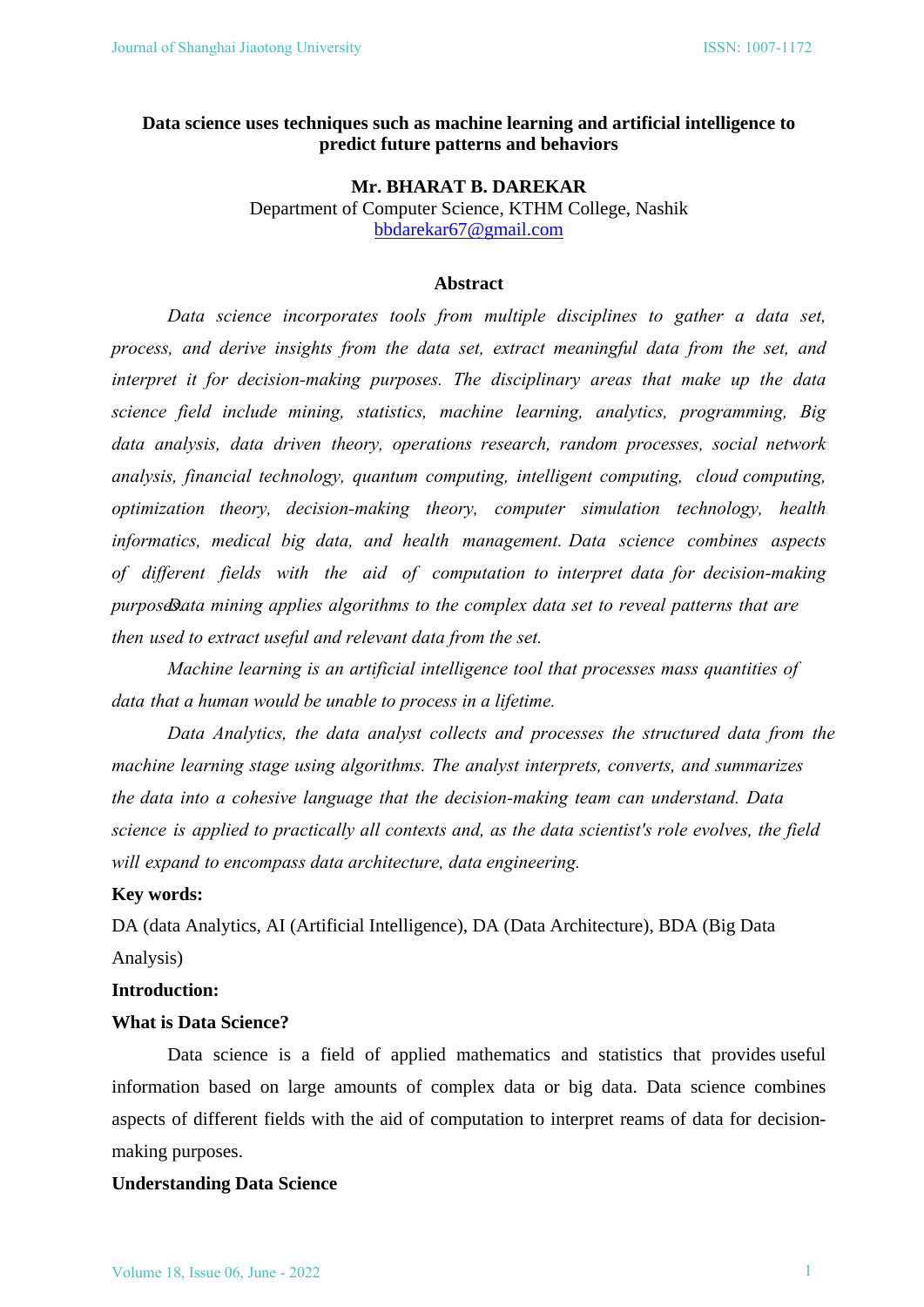# Data science uses techniques such as machine learning and artificial intelligence to predict future patterns and behaviors

**Mr. BHARAT B. DAREKAR**
Department of Computer Science, KTHM College, Nashik
bbdarekar67@gmail.com

## Abstract

*Data science incorporates tools from multiple disciplines to gather a data set, process, and derive insights from the data set, extract meaningful data from the set, and interpret it for decision-making purposes. The disciplinary areas that make up the data science field include mining, statistics, machine learning, analytics, programming, Big data analysis, data driven theory, operations research, random processes, social network analysis, financial technology, quantum computing, intelligent computing, cloud computing, optimization theory, decision-making theory, computer simulation technology, health informatics, medical big data, and health management. Data science combines aspects of different fields with the aid of computation to interpret data for decision-making purposes. Data mining applies algorithms to the complex data set to reveal patterns that are then used to extract useful and relevant data from the set.*

*Machine learning is an artificial intelligence tool that processes mass quantities of data that a human would be unable to process in a lifetime.*

*Data Analytics, the data analyst collects and processes the structured data from the machine learning stage using algorithms. The analyst interprets, converts, and summarizes the data into a cohesive language that the decision-making team can understand. Data science is applied to practically all contexts and, as the data scientist's role evolves, the field will expand to encompass data architecture, data engineering.*

**Key words:**

DA (data Analytics, AI (Artificial Intelligence), DA (Data Architecture), BDA (Big Data Analysis)

## Introduction:

### What is Data Science?

Data science is a field of applied mathematics and statistics that provides useful information based on large amounts of complex data or big data. Data science combines aspects of different fields with the aid of computation to interpret reams of data for decision-making purposes.

### Understanding Data Science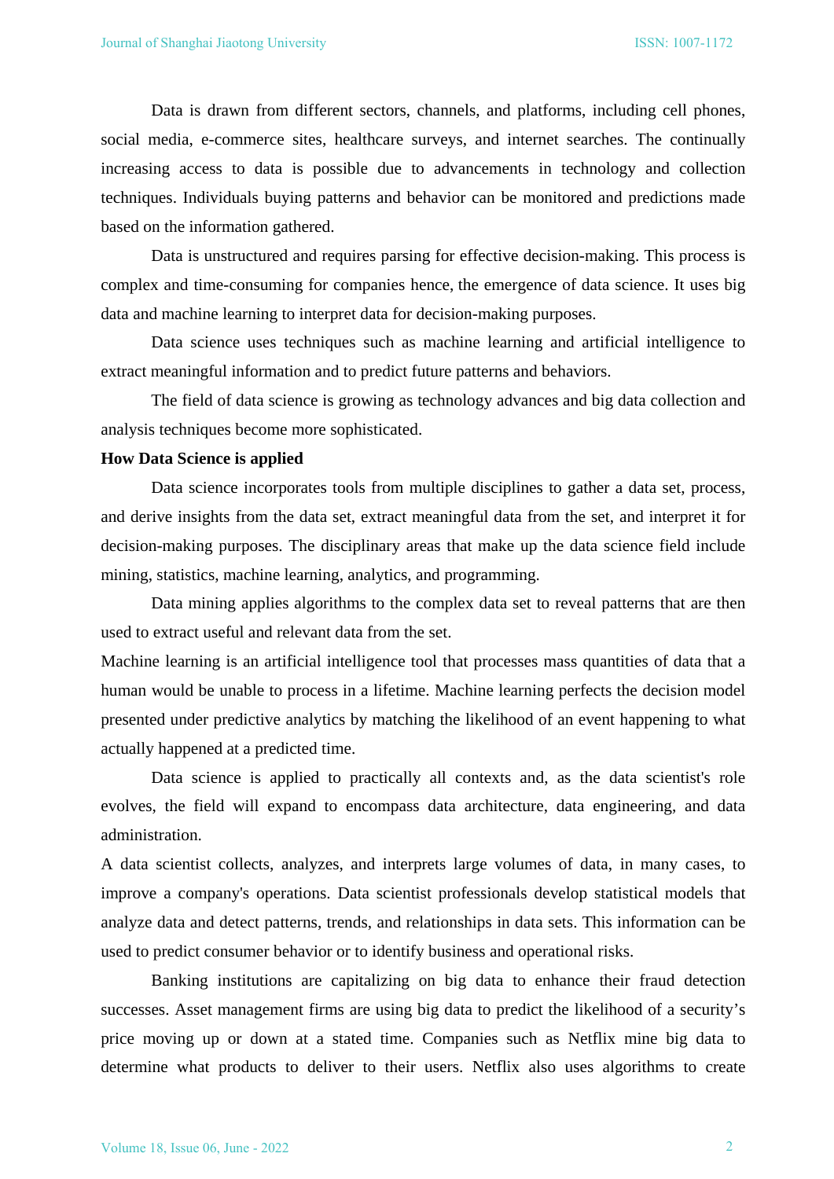Data is drawn from different sectors, channels, and platforms, including cell phones, social media, e-commerce sites, healthcare surveys, and internet searches. The continually increasing access to data is possible due to advancements in technology and collection techniques. Individuals buying patterns and behavior can be monitored and predictions made based on the information gathered.

Data is unstructured and requires parsing for effective decision-making. This process is complex and time-consuming for companies hence, the emergence of data science. It uses big data and machine learning to interpret data for decision-making purposes.

Data science uses techniques such as machine learning and artificial intelligence to extract meaningful information and to predict future patterns and behaviors.

The field of data science is growing as technology advances and big data collection and analysis techniques become more sophisticated.

**How Data Science is applied**

Data science incorporates tools from multiple disciplines to gather a data set, process, and derive insights from the data set, extract meaningful data from the set, and interpret it for decision-making purposes. The disciplinary areas that make up the data science field include mining, statistics, machine learning, analytics, and programming.

Data mining applies algorithms to the complex data set to reveal patterns that are then used to extract useful and relevant data from the set.

Machine learning is an artificial intelligence tool that processes mass quantities of data that a human would be unable to process in a lifetime. Machine learning perfects the decision model presented under predictive analytics by matching the likelihood of an event happening to what actually happened at a predicted time.

Data science is applied to practically all contexts and, as the data scientist's role evolves, the field will expand to encompass data architecture, data engineering, and data administration.

A data scientist collects, analyzes, and interprets large volumes of data, in many cases, to improve a company's operations. Data scientist professionals develop statistical models that analyze data and detect patterns, trends, and relationships in data sets. This information can be used to predict consumer behavior or to identify business and operational risks.

Banking institutions are capitalizing on big data to enhance their fraud detection successes. Asset management firms are using big data to predict the likelihood of a security's price moving up or down at a stated time. Companies such as Netflix mine big data to determine what products to deliver to their users. Netflix also uses algorithms to create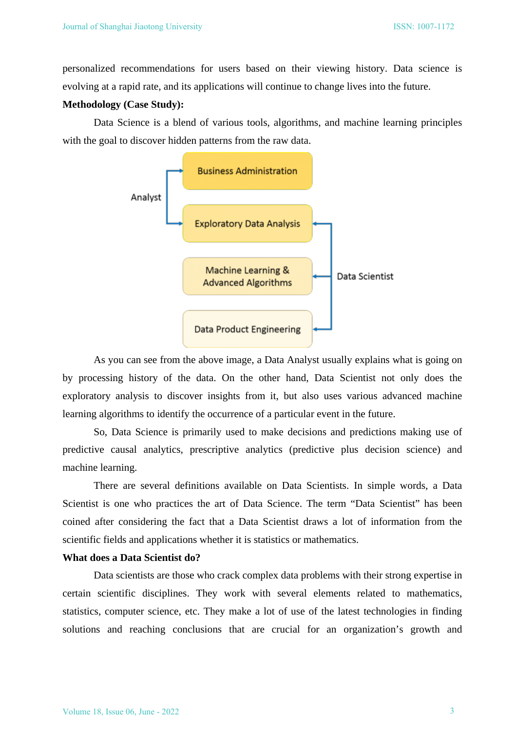personalized recommendations for users based on their viewing history. Data science is evolving at a rapid rate, and its applications will continue to change lives into the future.

**Methodology (Case Study):**

Data Science is a blend of various tools, algorithms, and machine learning principles with the goal to discover hidden patterns from the raw data.

Analyst

Business Administration

Exploratory Data Analysis

Machine Learning & Advanced Algorithms

Data Product Engineering

Data Scientist

As you can see from the above image, a Data Analyst usually explains what is going on by processing history of the data. On the other hand, Data Scientist not only does the exploratory analysis to discover insights from it, but also uses various advanced machine learning algorithms to identify the occurrence of a particular event in the future.

So, Data Science is primarily used to make decisions and predictions making use of predictive causal analytics, prescriptive analytics (predictive plus decision science) and machine learning.

There are several definitions available on Data Scientists. In simple words, a Data Scientist is one who practices the art of Data Science. The term "Data Scientist" has been coined after considering the fact that a Data Scientist draws a lot of information from the scientific fields and applications whether it is statistics or mathematics.

**What does a Data Scientist do?**

Data scientists are those who crack complex data problems with their strong expertise in certain scientific disciplines. They work with several elements related to mathematics, statistics, computer science, etc. They make a lot of use of the latest technologies in finding solutions and reaching conclusions that are crucial for an organization's growth and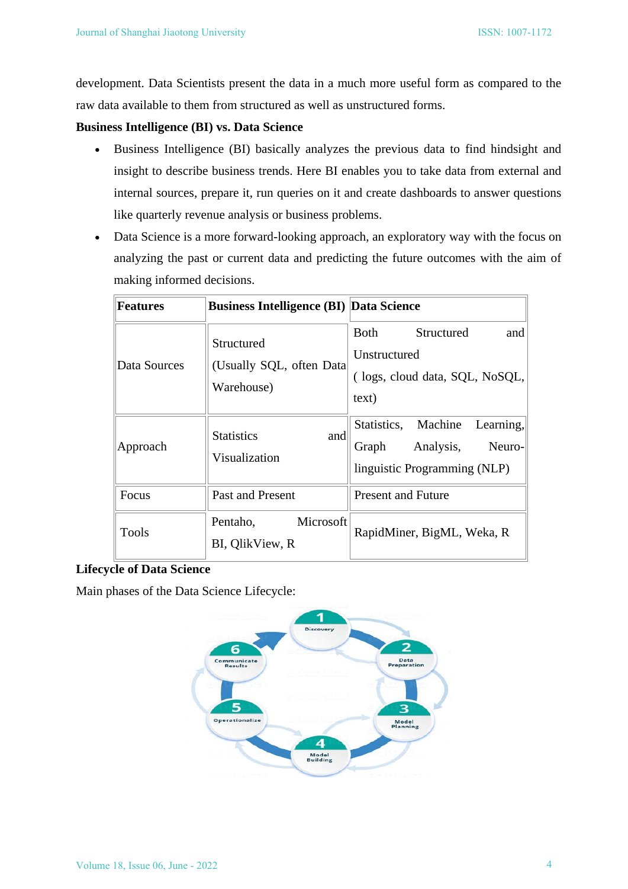development. Data Scientists present the data in a much more useful form as compared to the raw data available to them from structured as well as unstructured forms.

**Business Intelligence (BI) vs. Data Science**

- Business Intelligence (BI) basically analyzes the previous data to find hindsight and insight to describe business trends. Here BI enables you to take data from external and internal sources, prepare it, run queries on it and create dashboards to answer questions like quarterly revenue analysis or business problems.
- Data Science is a more forward-looking approach, an exploratory way with the focus on analyzing the past or current data and predicting the future outcomes with the aim of making informed decisions.

| **Features** | **Business Intelligence (BI)** | **Data Science** |
|---|---|---|
| Data Sources | Structured (Usually SQL, often Data Warehouse) | Both Structured and Unstructured ( logs, cloud data, SQL, NoSQL, text) |
| Approach | Statistics and Visualization | Statistics, Machine Learning, Graph Analysis, Neuro-linguistic Programming (NLP) |
| Focus | Past and Present | Present and Future |
| Tools | Pentaho, Microsoft BI, QlikView, R | RapidMiner, BigML, Weka, R |

**Lifecycle of Data Science**

Main phases of the Data Science Lifecycle:

1 Discovery

2 Data Preparation

3 Model Planning

4 Model Building

5 Operationalize

6 Communicate Results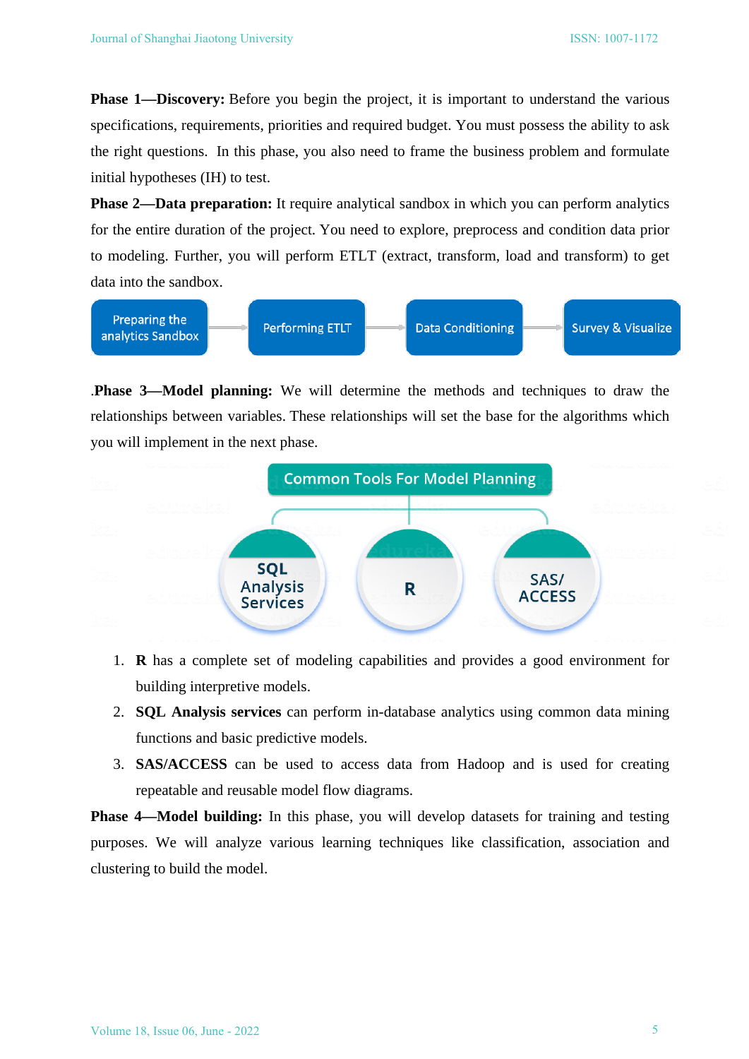**Phase 1—Discovery:** Before you begin the project, it is important to understand the various specifications, requirements, priorities and required budget. You must possess the ability to ask the right questions. In this phase, you also need to frame the business problem and formulate initial hypotheses (IH) to test.

**Phase 2—Data preparation:** It require analytical sandbox in which you can perform analytics for the entire duration of the project. You need to explore, preprocess and condition data prior to modeling. Further, you will perform ETLT (extract, transform, load and transform) to get data into the sandbox.

Preparing the analytics Sandbox → Performing ETLT → Data Conditioning → Survey & Visualize

.**Phase 3—Model planning:** We will determine the methods and techniques to draw the relationships between variables. These relationships will set the base for the algorithms which you will implement in the next phase.

Common Tools For Model Planning

SQL Analysis Services

R

SAS/ ACCESS

1. **R** has a complete set of modeling capabilities and provides a good environment for building interpretive models.
2. **SQL Analysis services** can perform in-database analytics using common data mining functions and basic predictive models.
3. **SAS/ACCESS** can be used to access data from Hadoop and is used for creating repeatable and reusable model flow diagrams.

**Phase 4—Model building:** In this phase, you will develop datasets for training and testing purposes. We will analyze various learning techniques like classification, association and clustering to build the model.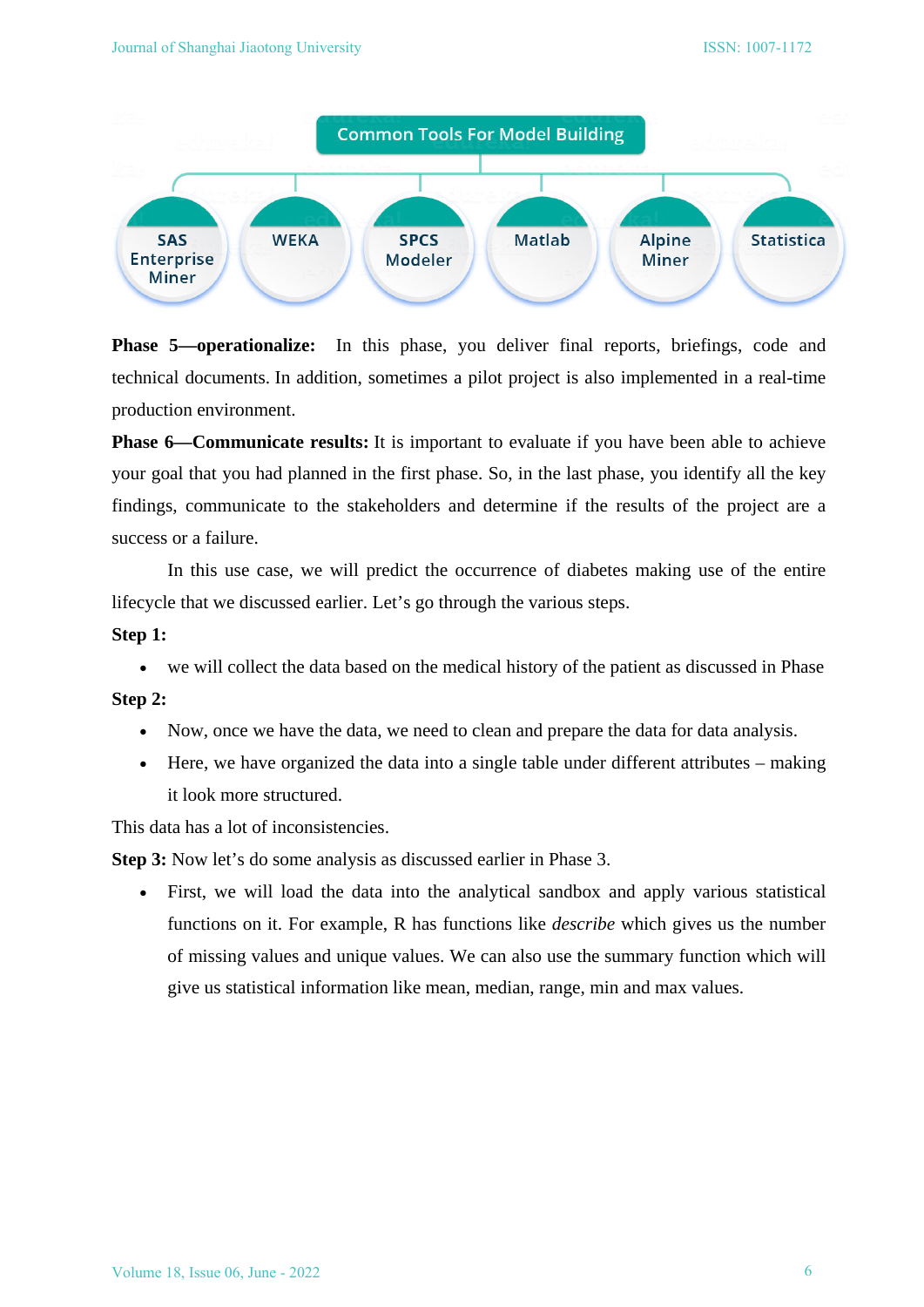Common Tools For Model Building

SAS Enterprise Miner

WEKA

SPCS Modeler

Matlab

Alpine Miner

Statistica

**Phase 5—operationalize:** In this phase, you deliver final reports, briefings, code and technical documents. In addition, sometimes a pilot project is also implemented in a real-time production environment.

**Phase 6—Communicate results:** It is important to evaluate if you have been able to achieve your goal that you had planned in the first phase. So, in the last phase, you identify all the key findings, communicate to the stakeholders and determine if the results of the project are a success or a failure.

In this use case, we will predict the occurrence of diabetes making use of the entire lifecycle that we discussed earlier. Let's go through the various steps.

**Step 1:**

- we will collect the data based on the medical history of the patient as discussed in Phase

**Step 2:**

- Now, once we have the data, we need to clean and prepare the data for data analysis.
- Here, we have organized the data into a single table under different attributes – making it look more structured.

This data has a lot of inconsistencies.

**Step 3:** Now let's do some analysis as discussed earlier in Phase 3.

- First, we will load the data into the analytical sandbox and apply various statistical functions on it. For example, R has functions like *describe* which gives us the number of missing values and unique values. We can also use the summary function which will give us statistical information like mean, median, range, min and max values.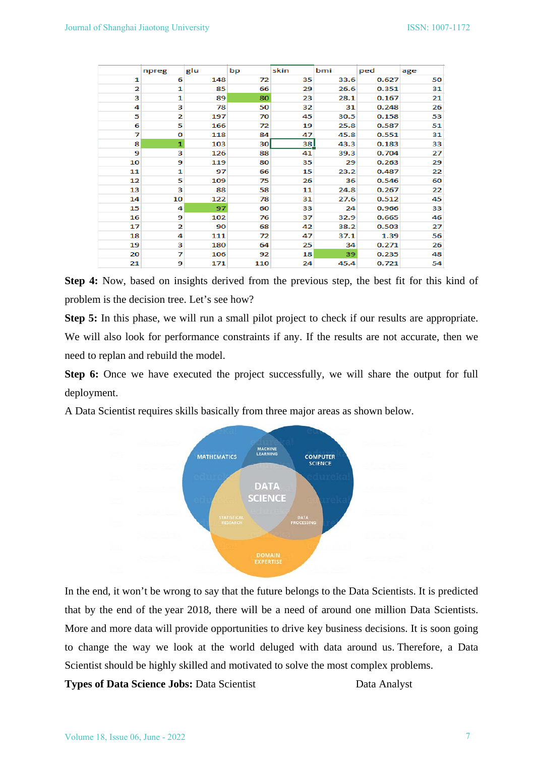| | npreg | glu | bp | skin | bmi | ped | age |
|---|---|---|---|---|---|---|---|
| 1 | 6 | 148 | 72 | 35 | 33.6 | 0.627 | 50 |
| 2 | 1 | 85 | 66 | 29 | 26.6 | 0.351 | 31 |
| 3 | 1 | 89 | 80 | 23 | 28.1 | 0.167 | 21 |
| 4 | 3 | 78 | 50 | 32 | 31 | 0.248 | 26 |
| 5 | 2 | 197 | 70 | 45 | 30.5 | 0.158 | 53 |
| 6 | 5 | 166 | 72 | 19 | 25.8 | 0.587 | 51 |
| 7 | 0 | 118 | 84 | 47 | 45.8 | 0.551 | 31 |
| 8 | 1 | 103 | 30 | 38 | 43.3 | 0.183 | 33 |
| 9 | 3 | 126 | 88 | 41 | 39.3 | 0.704 | 27 |
| 10 | 9 | 119 | 80 | 35 | 29 | 0.263 | 29 |
| 11 | 1 | 97 | 66 | 15 | 23.2 | 0.487 | 22 |
| 12 | 5 | 109 | 75 | 26 | 36 | 0.546 | 60 |
| 13 | 3 | 88 | 58 | 11 | 24.8 | 0.267 | 22 |
| 14 | 10 | 122 | 78 | 31 | 27.6 | 0.512 | 45 |
| 15 | 4 | 97 | 60 | 33 | 24 | 0.966 | 33 |
| 16 | 9 | 102 | 76 | 37 | 32.9 | 0.665 | 46 |
| 17 | 2 | 90 | 68 | 42 | 38.2 | 0.503 | 27 |
| 18 | 4 | 111 | 72 | 47 | 37.1 | 1.39 | 56 |
| 19 | 3 | 180 | 64 | 25 | 34 | 0.271 | 26 |
| 20 | 7 | 106 | 92 | 18 | 39 | 0.235 | 48 |
| 21 | 9 | 171 | 110 | 24 | 45.4 | 0.721 | 54 |

**Step 4:** Now, based on insights derived from the previous step, the best fit for this kind of problem is the decision tree. Let's see how?

**Step 5:** In this phase, we will run a small pilot project to check if our results are appropriate. We will also look for performance constraints if any. If the results are not accurate, then we need to replan and rebuild the model.

**Step 6:** Once we have executed the project successfully, we will share the output for full deployment.

A Data Scientist requires skills basically from three major areas as shown below.

MATHEMATICS
MACHINE LEARNING
COMPUTER SCIENCE
DATA SCIENCE
STATISTICAL RESEARCH
DATA PROCESSING
DOMAIN EXPERTISE

In the end, it won't be wrong to say that the future belongs to the Data Scientists. It is predicted that by the end of the year 2018, there will be a need of around one million Data Scientists. More and more data will provide opportunities to drive key business decisions. It is soon going to change the way we look at the world deluged with data around us. Therefore, a Data Scientist should be highly skilled and motivated to solve the most complex problems.

**Types of Data Science Jobs:** Data Scientist Data Analyst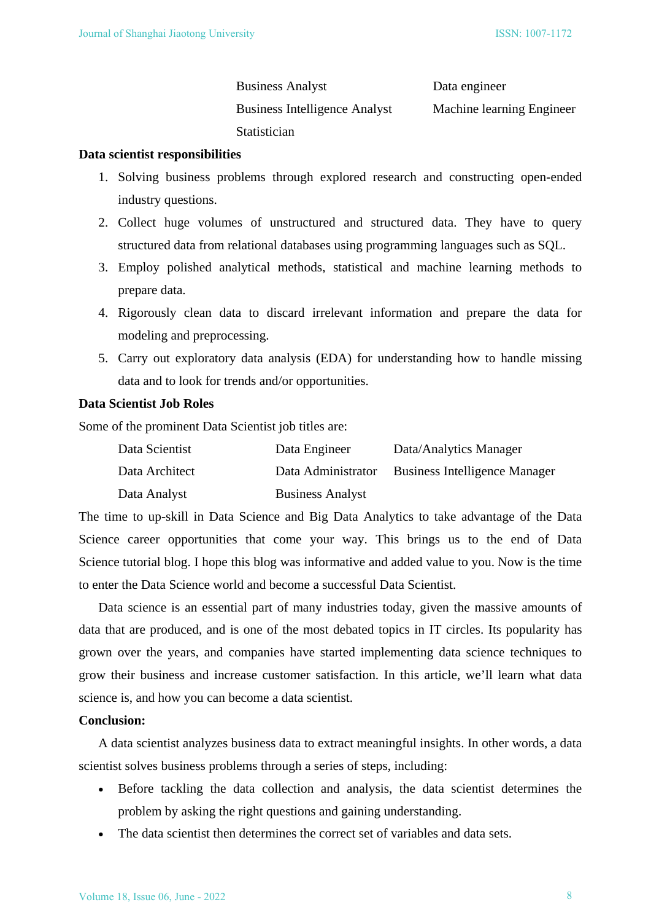| Business Analyst | Data engineer |
| --- | --- |
| Business Intelligence Analyst | Machine learning Engineer |
| Statistician | |

**Data scientist responsibilities**

1. Solving business problems through explored research and constructing open-ended industry questions.
2. Collect huge volumes of unstructured and structured data. They have to query structured data from relational databases using programming languages such as SQL.
3. Employ polished analytical methods, statistical and machine learning methods to prepare data.
4. Rigorously clean data to discard irrelevant information and prepare the data for modeling and preprocessing.
5. Carry out exploratory data analysis (EDA) for understanding how to handle missing data and to look for trends and/or opportunities.

**Data Scientist Job Roles**

Some of the prominent Data Scientist job titles are:

| Data Scientist | Data Engineer | Data/Analytics Manager |
| --- | --- | --- |
| Data Architect | Data Administrator | Business Intelligence Manager |
| Data Analyst | Business Analyst | |

The time to up-skill in Data Science and Big Data Analytics to take advantage of the Data Science career opportunities that come your way. This brings us to the end of Data Science tutorial blog. I hope this blog was informative and added value to you. Now is the time to enter the Data Science world and become a successful Data Scientist.

Data science is an essential part of many industries today, given the massive amounts of data that are produced, and is one of the most debated topics in IT circles. Its popularity has grown over the years, and companies have started implementing data science techniques to grow their business and increase customer satisfaction. In this article, we'll learn what data science is, and how you can become a data scientist.

**Conclusion:**

A data scientist analyzes business data to extract meaningful insights. In other words, a data scientist solves business problems through a series of steps, including:

- Before tackling the data collection and analysis, the data scientist determines the problem by asking the right questions and gaining understanding.
- The data scientist then determines the correct set of variables and data sets.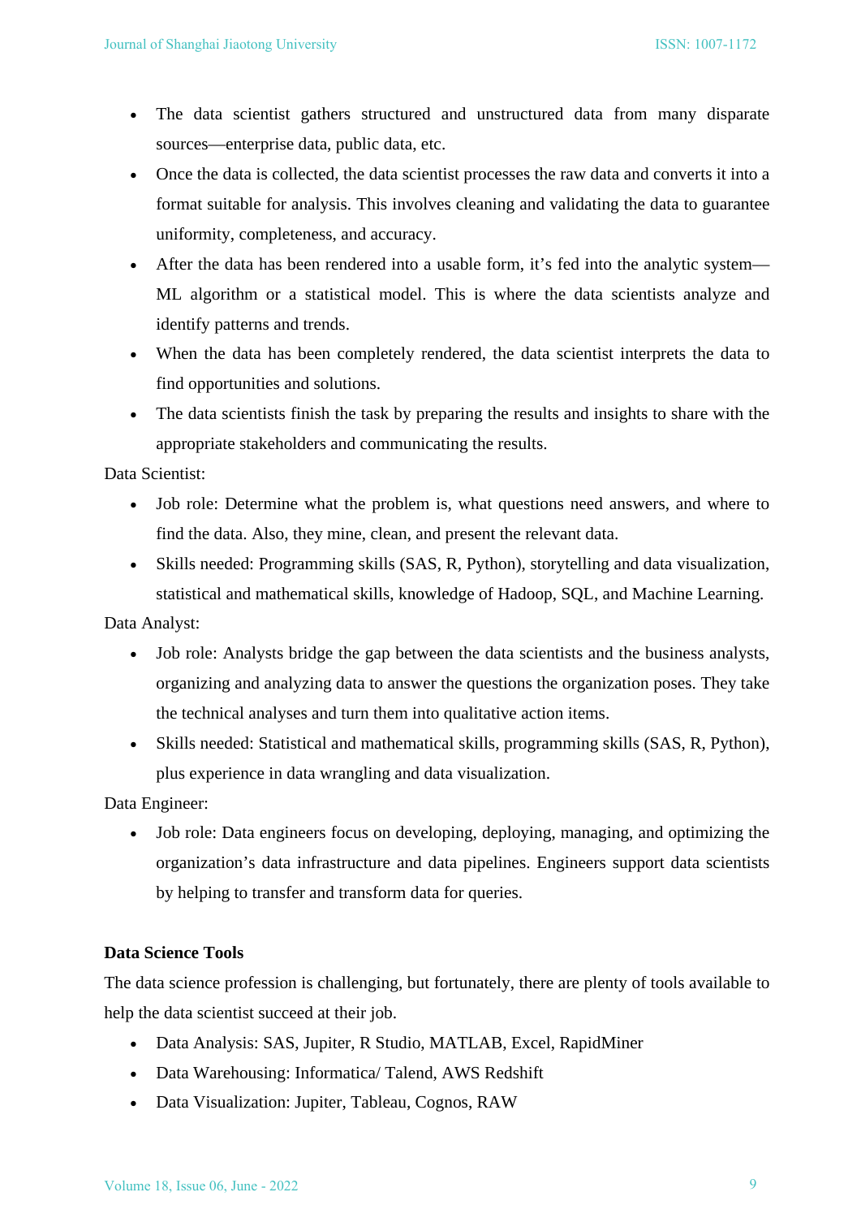- The data scientist gathers structured and unstructured data from many disparate sources—enterprise data, public data, etc.
- Once the data is collected, the data scientist processes the raw data and converts it into a format suitable for analysis. This involves cleaning and validating the data to guarantee uniformity, completeness, and accuracy.
- After the data has been rendered into a usable form, it's fed into the analytic system—ML algorithm or a statistical model. This is where the data scientists analyze and identify patterns and trends.
- When the data has been completely rendered, the data scientist interprets the data to find opportunities and solutions.
- The data scientists finish the task by preparing the results and insights to share with the appropriate stakeholders and communicating the results.

Data Scientist:

- Job role: Determine what the problem is, what questions need answers, and where to find the data. Also, they mine, clean, and present the relevant data.
- Skills needed: Programming skills (SAS, R, Python), storytelling and data visualization, statistical and mathematical skills, knowledge of Hadoop, SQL, and Machine Learning.

Data Analyst:

- Job role: Analysts bridge the gap between the data scientists and the business analysts, organizing and analyzing data to answer the questions the organization poses. They take the technical analyses and turn them into qualitative action items.
- Skills needed: Statistical and mathematical skills, programming skills (SAS, R, Python), plus experience in data wrangling and data visualization.

Data Engineer:

- Job role: Data engineers focus on developing, deploying, managing, and optimizing the organization's data infrastructure and data pipelines. Engineers support data scientists by helping to transfer and transform data for queries.

**Data Science Tools**

The data science profession is challenging, but fortunately, there are plenty of tools available to help the data scientist succeed at their job.

- Data Analysis: SAS, Jupiter, R Studio, MATLAB, Excel, RapidMiner
- Data Warehousing: Informatica/ Talend, AWS Redshift
- Data Visualization: Jupiter, Tableau, Cognos, RAW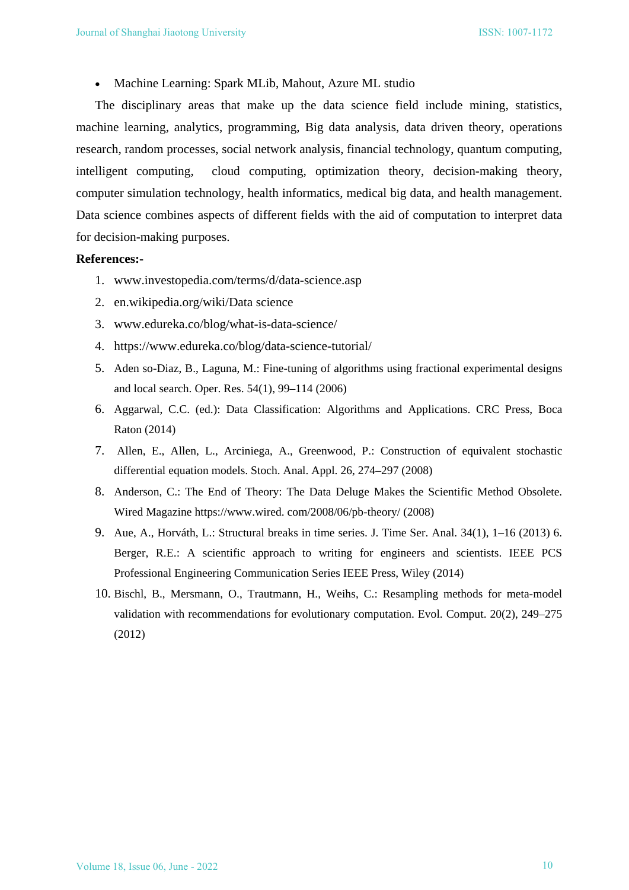- Machine Learning: Spark MLib, Mahout, Azure ML studio

The disciplinary areas that make up the data science field include mining, statistics, machine learning, analytics, programming, Big data analysis, data driven theory, operations research, random processes, social network analysis, financial technology, quantum computing, intelligent computing, cloud computing, optimization theory, decision-making theory, computer simulation technology, health informatics, medical big data, and health management. Data science combines aspects of different fields with the aid of computation to interpret data for decision-making purposes.

**References:-**

1. www.investopedia.com/terms/d/data-science.asp
2. en.wikipedia.org/wiki/Data science
3. www.edureka.co/blog/what-is-data-science/
4. https://www.edureka.co/blog/data-science-tutorial/
5. Aden so-Diaz, B., Laguna, M.: Fine-tuning of algorithms using fractional experimental designs and local search. Oper. Res. 54(1), 99–114 (2006)
6. Aggarwal, C.C. (ed.): Data Classification: Algorithms and Applications. CRC Press, Boca Raton (2014)
7. Allen, E., Allen, L., Arciniega, A., Greenwood, P.: Construction of equivalent stochastic differential equation models. Stoch. Anal. Appl. 26, 274–297 (2008)
8. Anderson, C.: The End of Theory: The Data Deluge Makes the Scientific Method Obsolete. Wired Magazine https://www.wired. com/2008/06/pb-theory/ (2008)
9. Aue, A., Horváth, L.: Structural breaks in time series. J. Time Ser. Anal. 34(1), 1–16 (2013) 6. Berger, R.E.: A scientific approach to writing for engineers and scientists. IEEE PCS Professional Engineering Communication Series IEEE Press, Wiley (2014)
10. Bischl, B., Mersmann, O., Trautmann, H., Weihs, C.: Resampling methods for meta-model validation with recommendations for evolutionary computation. Evol. Comput. 20(2), 249–275 (2012)